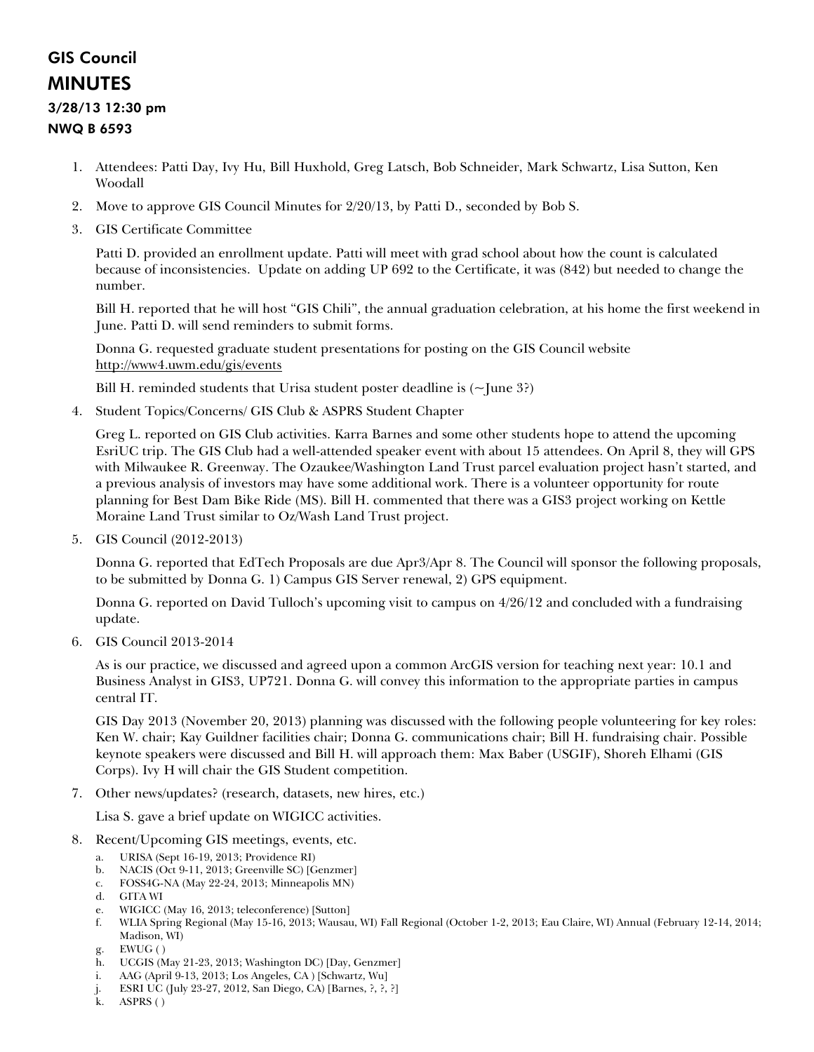# GIS Council
# MINUTES
### 3/28/13 12:30 pm
### NWQ B 6593

1. Attendees: Patti Day, Ivy Hu, Bill Huxhold, Greg Latsch, Bob Schneider, Mark Schwartz, Lisa Sutton, Ken Woodall

2. Move to approve GIS Council Minutes for 2/20/13, by Patti D., seconded by Bob S.

3. GIS Certificate Committee

   Patti D. provided an enrollment update. Patti will meet with grad school about how the count is calculated because of inconsistencies. Update on adding UP 692 to the Certificate, it was (842) but needed to change the number.

   Bill H. reported that he will host "GIS Chili", the annual graduation celebration, at his home the first weekend in June. Patti D. will send reminders to submit forms.

   Donna G. requested graduate student presentations for posting on the GIS Council website http://www4.uwm.edu/gis/events

   Bill H. reminded students that Urisa student poster deadline is (~June 3?)

4. Student Topics/Concerns/ GIS Club & ASPRS Student Chapter

   Greg L. reported on GIS Club activities. Karra Barnes and some other students hope to attend the upcoming EsriUC trip. The GIS Club had a well-attended speaker event with about 15 attendees. On April 8, they will GPS with Milwaukee R. Greenway. The Ozaukee/Washington Land Trust parcel evaluation project hasn't started, and a previous analysis of investors may have some additional work. There is a volunteer opportunity for route planning for Best Dam Bike Ride (MS). Bill H. commented that there was a GIS3 project working on Kettle Moraine Land Trust similar to Oz/Wash Land Trust project.

5. GIS Council (2012-2013)

   Donna G. reported that EdTech Proposals are due Apr3/Apr 8. The Council will sponsor the following proposals, to be submitted by Donna G. 1) Campus GIS Server renewal, 2) GPS equipment.

   Donna G. reported on David Tulloch's upcoming visit to campus on 4/26/12 and concluded with a fundraising update.

6. GIS Council 2013-2014

   As is our practice, we discussed and agreed upon a common ArcGIS version for teaching next year: 10.1 and Business Analyst in GIS3, UP721. Donna G. will convey this information to the appropriate parties in campus central IT.

   GIS Day 2013 (November 20, 2013) planning was discussed with the following people volunteering for key roles: Ken W. chair; Kay Guildner facilities chair; Donna G. communications chair; Bill H. fundraising chair. Possible keynote speakers were discussed and Bill H. will approach them: Max Baber (USGIF), Shoreh Elhami (GIS Corps). Ivy H will chair the GIS Student competition.

7. Other news/updates? (research, datasets, new hires, etc.)

   Lisa S. gave a brief update on WIGICC activities.

8. Recent/Upcoming GIS meetings, events, etc.
   a. URISA (Sept 16-19, 2013; Providence RI)
   b. NACIS (Oct 9-11, 2013; Greenville SC) [Genzmer]
   c. FOSS4G-NA (May 22-24, 2013; Minneapolis MN)
   d. GITA WI
   e. WIGICC (May 16, 2013; teleconference) [Sutton]
   f. WLIA Spring Regional (May 15-16, 2013; Wausau, WI) Fall Regional (October 1-2, 2013; Eau Claire, WI) Annual (February 12-14, 2014; Madison, WI)
   g. EWUG ( )
   h. UCGIS (May 21-23, 2013; Washington DC) [Day, Genzmer]
   i. AAG (April 9-13, 2013; Los Angeles, CA ) [Schwartz, Wu]
   j. ESRI UC (July 23-27, 2012, San Diego, CA) [Barnes, ?, ?, ?]
   k. ASPRS ( )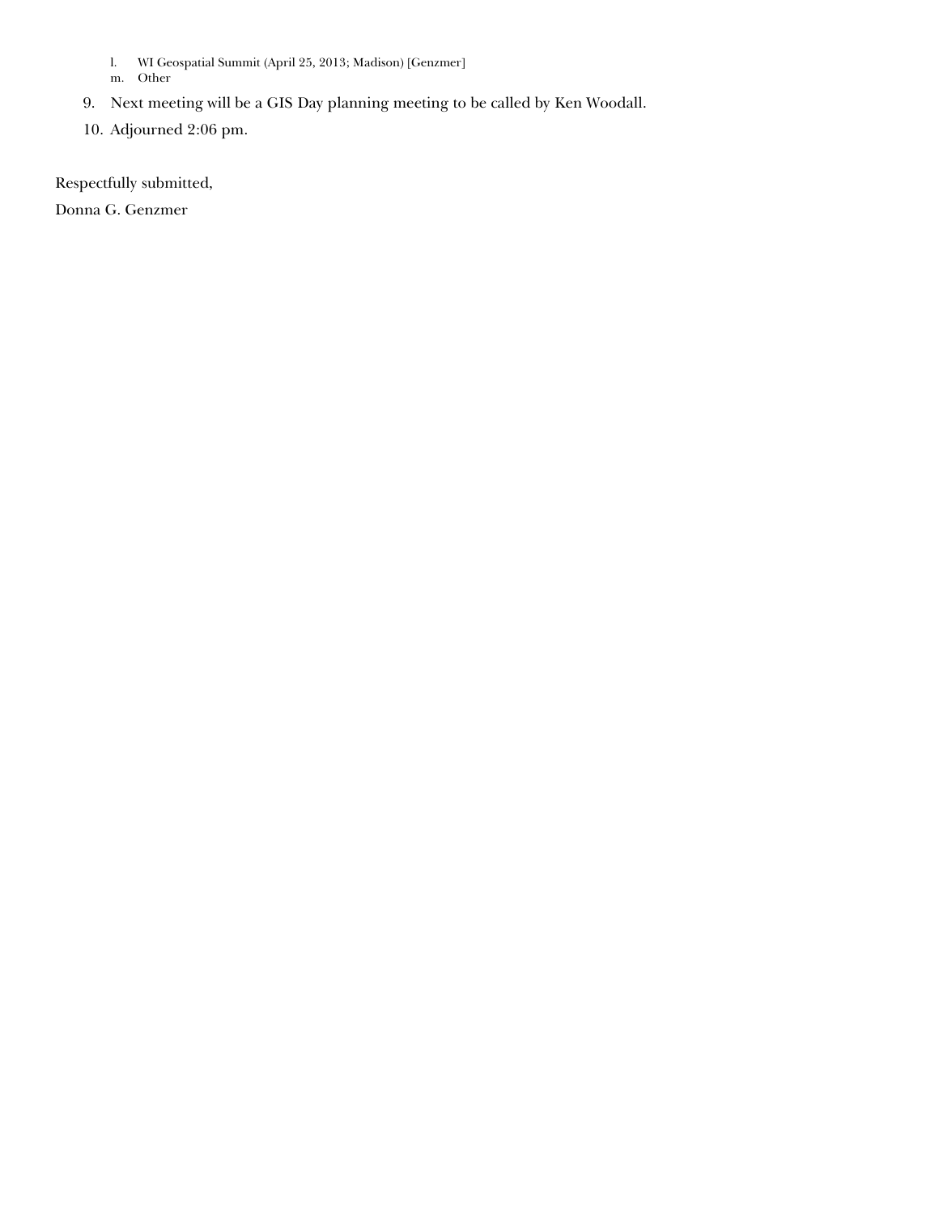l. WI Geospatial Summit (April 25, 2013; Madison) [Genzmer]
    m. Other

9. Next meeting will be a GIS Day planning meeting to be called by Ken Woodall.
10. Adjourned 2:06 pm.

Respectfully submitted,

Donna G. Genzmer